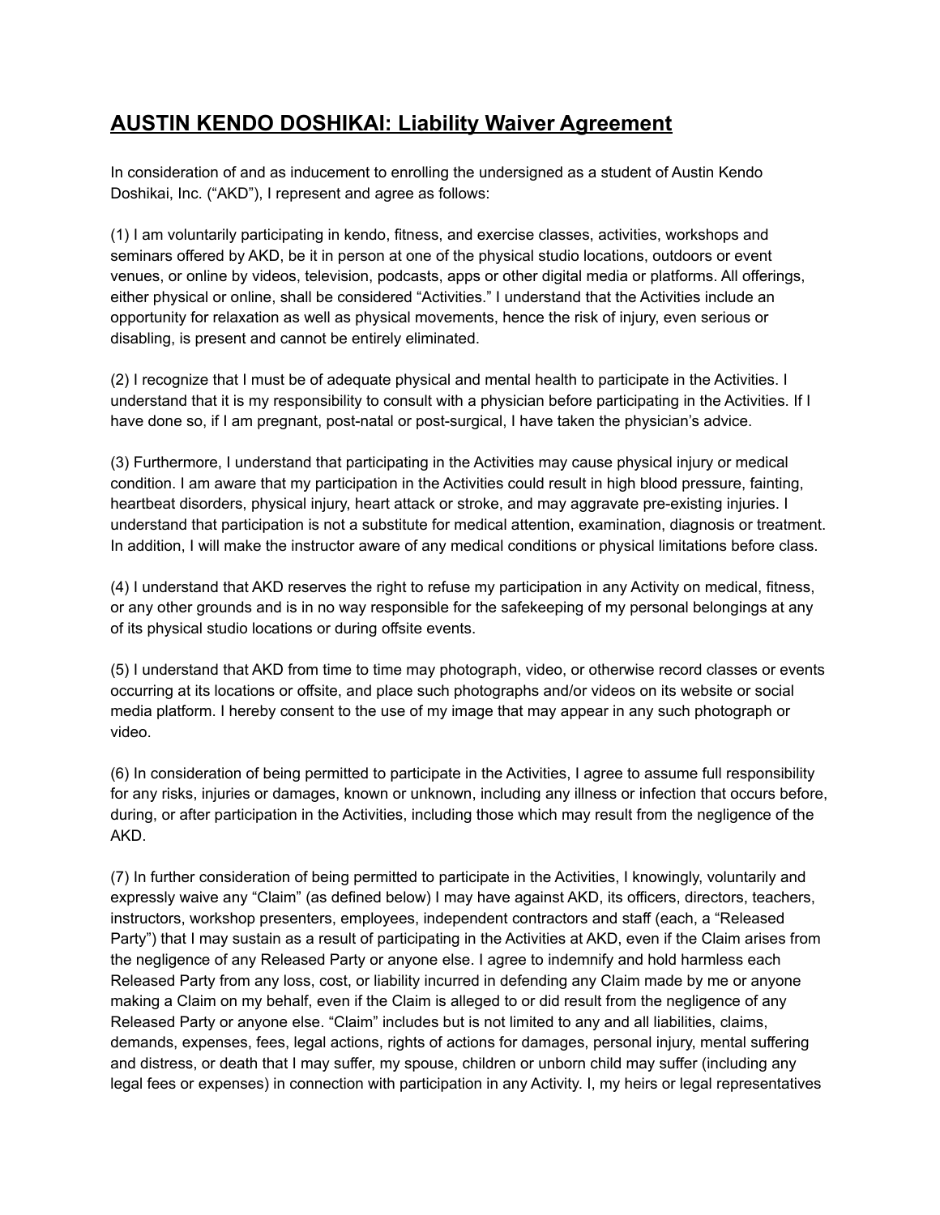# **AUSTIN KENDO DOSHIKAI: Liability Waiver Agreement**

In consideration of and as inducement to enrolling the undersigned as a student of Austin Kendo Doshikai, Inc. ("AKD"), I represent and agree as follows:

(1) I am voluntarily participating in kendo, fitness, and exercise classes, activities, workshops and seminars offered by AKD, be it in person at one of the physical studio locations, outdoors or event venues, or online by videos, television, podcasts, apps or other digital media or platforms. All offerings, either physical or online, shall be considered "Activities." I understand that the Activities include an opportunity for relaxation as well as physical movements, hence the risk of injury, even serious or disabling, is present and cannot be entirely eliminated.

(2) I recognize that I must be of adequate physical and mental health to participate in the Activities. I understand that it is my responsibility to consult with a physician before participating in the Activities. If I have done so, if I am pregnant, post-natal or post-surgical, I have taken the physician's advice.

(3) Furthermore, I understand that participating in the Activities may cause physical injury or medical condition. I am aware that my participation in the Activities could result in high blood pressure, fainting, heartbeat disorders, physical injury, heart attack or stroke, and may aggravate pre-existing injuries. I understand that participation is not a substitute for medical attention, examination, diagnosis or treatment. In addition, I will make the instructor aware of any medical conditions or physical limitations before class.

(4) I understand that AKD reserves the right to refuse my participation in any Activity on medical, fitness, or any other grounds and is in no way responsible for the safekeeping of my personal belongings at any of its physical studio locations or during offsite events.

(5) I understand that AKD from time to time may photograph, video, or otherwise record classes or events occurring at its locations or offsite, and place such photographs and/or videos on its website or social media platform. I hereby consent to the use of my image that may appear in any such photograph or video.

(6) In consideration of being permitted to participate in the Activities, I agree to assume full responsibility for any risks, injuries or damages, known or unknown, including any illness or infection that occurs before, during, or after participation in the Activities, including those which may result from the negligence of the AKD.

(7) In further consideration of being permitted to participate in the Activities, I knowingly, voluntarily and expressly waive any "Claim" (as defined below) I may have against AKD, its officers, directors, teachers, instructors, workshop presenters, employees, independent contractors and staff (each, a "Released Party") that I may sustain as a result of participating in the Activities at AKD, even if the Claim arises from the negligence of any Released Party or anyone else. I agree to indemnify and hold harmless each Released Party from any loss, cost, or liability incurred in defending any Claim made by me or anyone making a Claim on my behalf, even if the Claim is alleged to or did result from the negligence of any Released Party or anyone else. "Claim" includes but is not limited to any and all liabilities, claims, demands, expenses, fees, legal actions, rights of actions for damages, personal injury, mental suffering and distress, or death that I may suffer, my spouse, children or unborn child may suffer (including any legal fees or expenses) in connection with participation in any Activity. I, my heirs or legal representatives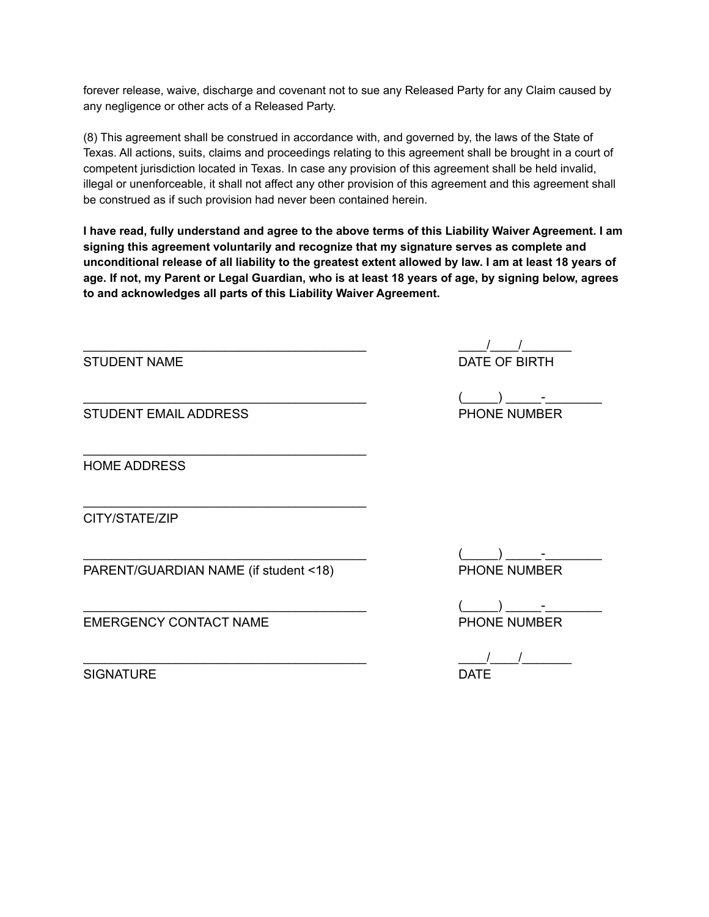forever release, waive, discharge and covenant not to sue any Released Party for any Claim caused by any negligence or other acts of a Released Party.

(8) This agreement shall be construed in accordance with, and governed by, the laws of the State of Texas. All actions, suits, claims and proceedings relating to this agreement shall be brought in a court of competent jurisdiction located in Texas. In case any provision of this agreement shall be held invalid, illegal or unenforceable, it shall not affect any other provision of this agreement and this agreement shall be construed as if such provision had never been contained herein.

**I have read, fully understand and agree to the above terms of this Liability Waiver Agreement. I am signing this agreement voluntarily and recognize that my signature serves as complete and unconditional release of all liability to the greatest extent allowed by law. I am at least 18 years of age. If not, my Parent or Legal Guardian, who is at least 18 years of age, by signing below, agrees to and acknowledges all parts of this Liability Waiver Agreement.**

________________________________________ ____/____/_______
STUDENT NAME DATE OF BIRTH

________________________________________ (_____) _____-________
STUDENT EMAIL ADDRESS PHONE NUMBER

________________________________________
HOME ADDRESS

________________________________________
CITY/STATE/ZIP

________________________________________ (_____) _____-________
PARENT/GUARDIAN NAME (if student <18) PHONE NUMBER

________________________________________ (_____) _____-________
EMERGENCY CONTACT NAME PHONE NUMBER

________________________________________ ____/____/_______
SIGNATURE DATE